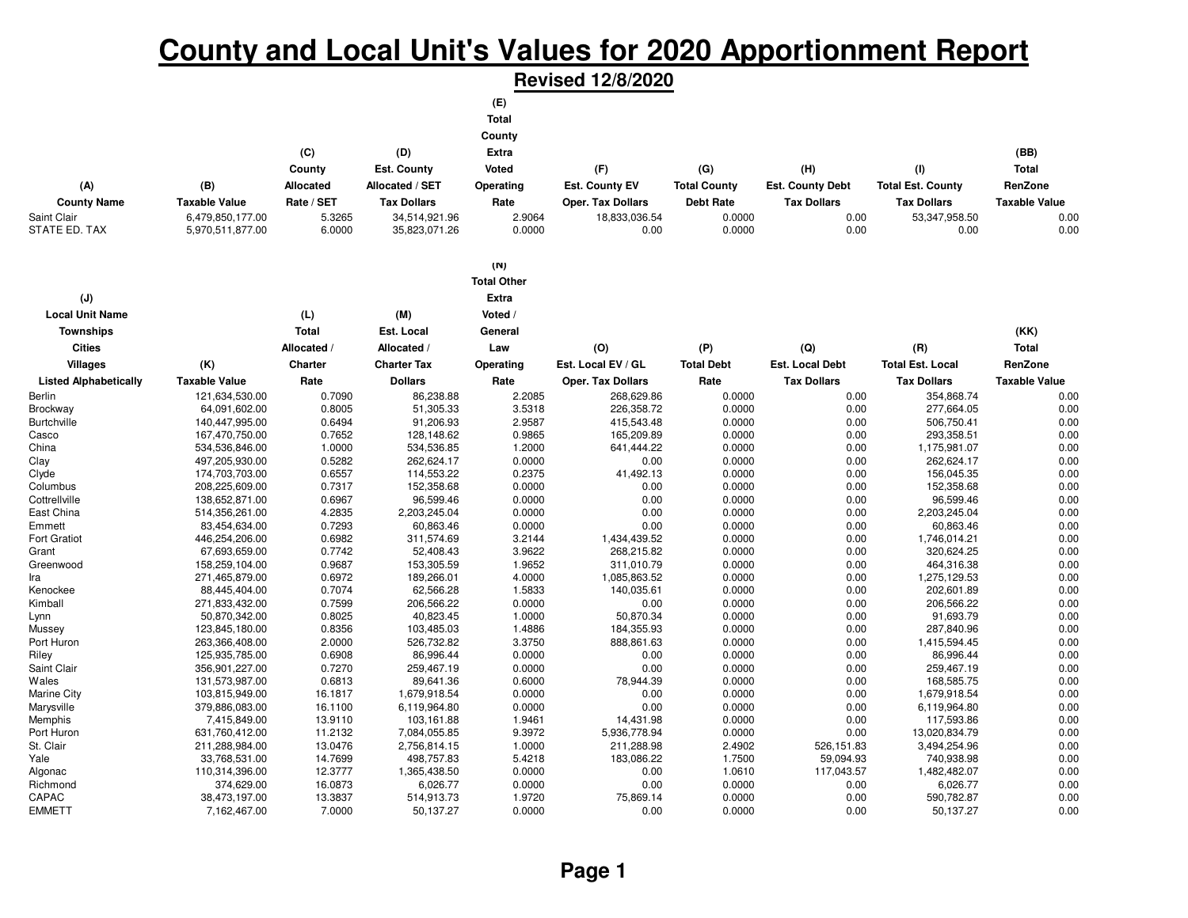# County and Local Unit's Values for 2020 Apportionment Report

## Revised 12/8/2020

| (A) County Name | (B) Taxable Value | (C) County Allocated Rate / SET | (D) Est. County Allocated / SET Tax Dollars | (E) Total County Extra Voted Operating Rate | (F) Est. County EV Oper. Tax Dollars | (G) Total County Debt Rate | (H) Est. County Debt Tax Dollars | (I) Total Est. County Tax Dollars | (BB) Total RenZone Taxable Value |
|---|---|---|---|---|---|---|---|---|---|
| Saint Clair | 6,479,850,177.00 | 5.3265 | 34,514,921.96 | 2.9064 | 18,833,036.54 | 0.0000 | 0.00 | 53,347,958.50 | 0.00 |
| STATE ED. TAX | 5,970,511,877.00 | 6.0000 | 35,823,071.26 | 0.0000 | 0.00 | 0.0000 | 0.00 | 0.00 | 0.00 |

| (J) Local Unit Name Townships Cities Villages Listed Alphabetically | (K) Taxable Value | (L) Total Allocated / Charter Rate | (M) Est. Local Allocated / Charter Tax Dollars | (N) Total Other Extra Voted / General Law Operating Rate | (O) Est. Local EV / GL Oper. Tax Dollars | (P) Total Debt Rate | (Q) Est. Local Debt Tax Dollars | (R) Total Est. Local Tax Dollars | (KK) Total RenZone Taxable Value |
|---|---|---|---|---|---|---|---|---|---|
| Berlin | 121,634,530.00 | 0.7090 | 86,238.88 | 2.2085 | 268,629.86 | 0.0000 | 0.00 | 354,868.74 | 0.00 |
| Brockway | 64,091,602.00 | 0.8005 | 51,305.33 | 3.5318 | 226,358.72 | 0.0000 | 0.00 | 277,664.05 | 0.00 |
| Burtchville | 140,447,995.00 | 0.6494 | 91,206.93 | 2.9587 | 415,543.48 | 0.0000 | 0.00 | 506,750.41 | 0.00 |
| Casco | 167,470,750.00 | 0.7652 | 128,148.62 | 0.9865 | 165,209.89 | 0.0000 | 0.00 | 293,358.51 | 0.00 |
| China | 534,536,846.00 | 1.0000 | 534,536.85 | 1.2000 | 641,444.22 | 0.0000 | 0.00 | 1,175,981.07 | 0.00 |
| Clay | 497,205,930.00 | 0.5282 | 262,624.17 | 0.0000 | 0.00 | 0.0000 | 0.00 | 262,624.17 | 0.00 |
| Clyde | 174,703,703.00 | 0.6557 | 114,553.22 | 0.2375 | 41,492.13 | 0.0000 | 0.00 | 156,045.35 | 0.00 |
| Columbus | 208,225,609.00 | 0.7317 | 152,358.68 | 0.0000 | 0.00 | 0.0000 | 0.00 | 152,358.68 | 0.00 |
| Cottrellville | 138,652,871.00 | 0.6967 | 96,599.46 | 0.0000 | 0.00 | 0.0000 | 0.00 | 96,599.46 | 0.00 |
| East China | 514,356,261.00 | 4.2835 | 2,203,245.04 | 0.0000 | 0.00 | 0.0000 | 0.00 | 2,203,245.04 | 0.00 |
| Emmett | 83,454,634.00 | 0.7293 | 60,863.46 | 0.0000 | 0.00 | 0.0000 | 0.00 | 60,863.46 | 0.00 |
| Fort Gratiot | 446,254,206.00 | 0.6982 | 311,574.69 | 3.2144 | 1,434,439.52 | 0.0000 | 0.00 | 1,746,014.21 | 0.00 |
| Grant | 67,693,659.00 | 0.7742 | 52,408.43 | 3.9622 | 268,215.82 | 0.0000 | 0.00 | 320,624.25 | 0.00 |
| Greenwood | 158,259,104.00 | 0.9687 | 153,305.59 | 1.9652 | 311,010.79 | 0.0000 | 0.00 | 464,316.38 | 0.00 |
| Ira | 271,465,879.00 | 0.6972 | 189,266.01 | 4.0000 | 1,085,863.52 | 0.0000 | 0.00 | 1,275,129.53 | 0.00 |
| Kenockee | 88,445,404.00 | 0.7074 | 62,566.28 | 1.5833 | 140,035.61 | 0.0000 | 0.00 | 202,601.89 | 0.00 |
| Kimball | 271,833,432.00 | 0.7599 | 206,566.22 | 0.0000 | 0.00 | 0.0000 | 0.00 | 206,566.22 | 0.00 |
| Lynn | 50,870,342.00 | 0.8025 | 40,823.45 | 1.0000 | 50,870.34 | 0.0000 | 0.00 | 91,693.79 | 0.00 |
| Mussey | 123,845,180.00 | 0.8356 | 103,485.03 | 1.4886 | 184,355.93 | 0.0000 | 0.00 | 287,840.96 | 0.00 |
| Port Huron | 263,366,408.00 | 2.0000 | 526,732.82 | 3.3750 | 888,861.63 | 0.0000 | 0.00 | 1,415,594.45 | 0.00 |
| Riley | 125,935,785.00 | 0.6908 | 86,996.44 | 0.0000 | 0.00 | 0.0000 | 0.00 | 86,996.44 | 0.00 |
| Saint Clair | 356,901,227.00 | 0.7270 | 259,467.19 | 0.0000 | 0.00 | 0.0000 | 0.00 | 259,467.19 | 0.00 |
| Wales | 131,573,987.00 | 0.6813 | 89,641.36 | 0.6000 | 78,944.39 | 0.0000 | 0.00 | 168,585.75 | 0.00 |
| Marine City | 103,815,949.00 | 16.1817 | 1,679,918.54 | 0.0000 | 0.00 | 0.0000 | 0.00 | 1,679,918.54 | 0.00 |
| Marysville | 379,886,083.00 | 16.1100 | 6,119,964.80 | 0.0000 | 0.00 | 0.0000 | 0.00 | 6,119,964.80 | 0.00 |
| Memphis | 7,415,849.00 | 13.9110 | 103,161.88 | 1.9461 | 14,431.98 | 0.0000 | 0.00 | 117,593.86 | 0.00 |
| Port Huron | 631,760,412.00 | 11.2132 | 7,084,055.85 | 9.3972 | 5,936,778.94 | 0.0000 | 0.00 | 13,020,834.79 | 0.00 |
| St. Clair | 211,288,984.00 | 13.0476 | 2,756,814.15 | 1.0000 | 211,288.98 | 2.4902 | 526,151.83 | 3,494,254.96 | 0.00 |
| Yale | 33,768,531.00 | 14.7699 | 498,757.83 | 5.4218 | 183,086.22 | 1.7500 | 59,094.93 | 740,938.98 | 0.00 |
| Algonac | 110,314,396.00 | 12.3777 | 1,365,438.50 | 0.0000 | 0.00 | 1.0610 | 117,043.57 | 1,482,482.07 | 0.00 |
| Richmond | 374,629.00 | 16.0873 | 6,026.77 | 0.0000 | 0.00 | 0.0000 | 0.00 | 6,026.77 | 0.00 |
| CAPAC | 38,473,197.00 | 13.3837 | 514,913.73 | 1.9720 | 75,869.14 | 0.0000 | 0.00 | 590,782.87 | 0.00 |
| EMMETT | 7,162,467.00 | 7.0000 | 50,137.27 | 0.0000 | 0.00 | 0.0000 | 0.00 | 50,137.27 | 0.00 |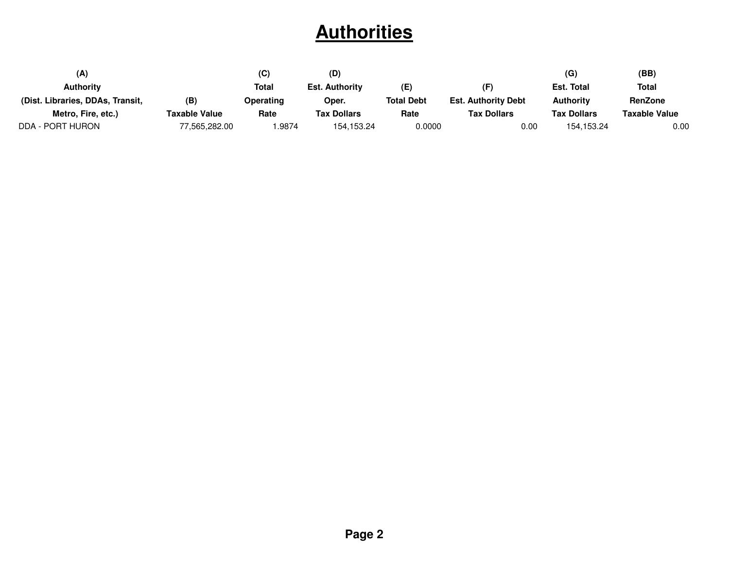# Authorities

| (A) Authority (Dist. Libraries, DDAs, Transit, Metro, Fire, etc.) | (B) Taxable Value | (C) Total Operating Rate | (D) Est. Authority Oper. Tax Dollars | (E) Total Debt Rate | (F) Est. Authority Debt Tax Dollars | (G) Est. Total Authority Tax Dollars | (BB) Total RenZone Taxable Value |
|---|---|---|---|---|---|---|---|
| DDA - PORT HURON | 77,565,282.00 | 1.9874 | 154,153.24 | 0.0000 | 0.00 | 154,153.24 | 0.00 |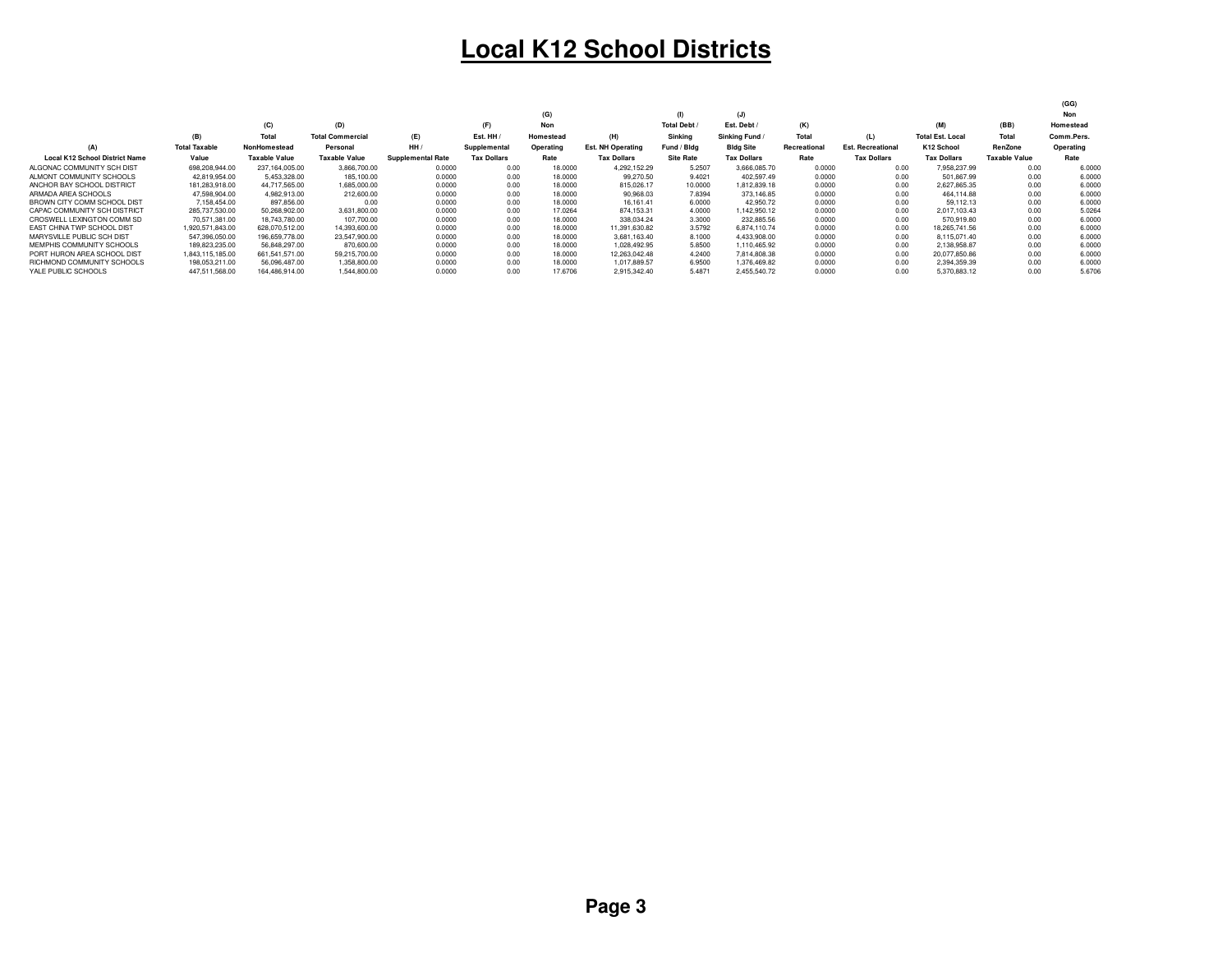# Local K12 School Districts

| (A) Local K12 School District Name | (B) Total Taxable Value | (C) Total NonHomestead Taxable Value | (D) Total Commercial Personal Taxable Value | (E) HH / Supplemental Rate | (F) Est. HH / Supplemental Tax Dollars | (G) Non Homestead Operating Rate | (H) Est. NH Operating Tax Dollars | (I) Total Debt / Sinking Fund / Bldg Site Rate | (J) Est. Debt / Sinking Fund / Bldg Site Tax Dollars | (K) Total Recreational Rate | (L) Est. Recreational Tax Dollars | (M) Total Est. Local K12 School Tax Dollars | (BB) Total RenZone Taxable Value | (GG) Non Homestead Comm.Pers. Operating Rate |
|---|---|---|---|---|---|---|---|---|---|---|---|---|---|---|
| ALGONAC COMMUNITY SCH DIST | 698,208,944.00 | 237,164,005.00 | 3,866,700.00 | 0.0000 | 0.00 | 18.0000 | 4,292,152.29 | 5.2507 | 3,666,085.70 | 0.0000 | 0.00 | 7,958,237.99 | 0.00 | 6.0000 |
| ALMONT COMMUNITY SCHOOLS | 42,819,954.00 | 5,453,328.00 | 185,100.00 | 0.0000 | 0.00 | 18.0000 | 99,270.50 | 9.4021 | 402,597.49 | 0.0000 | 0.00 | 501,867.99 | 0.00 | 6.0000 |
| ANCHOR BAY SCHOOL DISTRICT | 181,283,918.00 | 44,717,565.00 | 1,685,000.00 | 0.0000 | 0.00 | 18.0000 | 815,026.17 | 10.0000 | 1,812,839.18 | 0.0000 | 0.00 | 2,627,865.35 | 0.00 | 6.0000 |
| ARMADA AREA SCHOOLS | 47,598,904.00 | 4,982,913.00 | 212,600.00 | 0.0000 | 0.00 | 18.0000 | 90,968.03 | 7.8394 | 373,146.85 | 0.0000 | 0.00 | 464,114.88 | 0.00 | 6.0000 |
| BROWN CITY COMM SCHOOL DIST | 7,158,454.00 | 897,856.00 | 0.00 | 0.0000 | 0.00 | 18.0000 | 16,161.41 | 6.0000 | 42,950.72 | 0.0000 | 0.00 | 59,112.13 | 0.00 | 6.0000 |
| CAPAC COMMUNITY SCH DISTRICT | 285,737,530.00 | 50,268,902.00 | 3,631,800.00 | 0.0000 | 0.00 | 17.0264 | 874,153.31 | 4.0000 | 1,142,950.12 | 0.0000 | 0.00 | 2,017,103.43 | 0.00 | 5.0264 |
| CROSWELL LEXINGTON COMM SD | 70,571,381.00 | 18,743,780.00 | 107,700.00 | 0.0000 | 0.00 | 18.0000 | 338,034.24 | 3.3000 | 232,885.56 | 0.0000 | 0.00 | 570,919.80 | 0.00 | 6.0000 |
| EAST CHINA TWP SCHOOL DIST | 1,920,571,843.00 | 628,070,512.00 | 14,393,600.00 | 0.0000 | 0.00 | 18.0000 | 11,391,630.82 | 3.5792 | 6,874,110.74 | 0.0000 | 0.00 | 18,265,741.56 | 0.00 | 6.0000 |
| MARYSVILLE PUBLIC SCH DIST | 547,396,050.00 | 196,659,778.00 | 23,547,900.00 | 0.0000 | 0.00 | 18.0000 | 3,681,163.40 | 8.1000 | 4,433,908.00 | 0.0000 | 0.00 | 8,115,071.40 | 0.00 | 6.0000 |
| MEMPHIS COMMUNITY SCHOOLS | 189,823,235.00 | 56,848,297.00 | 870,600.00 | 0.0000 | 0.00 | 18.0000 | 1,028,492.95 | 5.8500 | 1,110,465.92 | 0.0000 | 0.00 | 2,138,958.87 | 0.00 | 6.0000 |
| PORT HURON AREA SCHOOL DIST | 1,843,115,185.00 | 661,541,571.00 | 59,215,700.00 | 0.0000 | 0.00 | 18.0000 | 12,263,042.48 | 4.2400 | 7,814,808.38 | 0.0000 | 0.00 | 20,077,850.86 | 0.00 | 6.0000 |
| RICHMOND COMMUNITY SCHOOLS | 198,053,211.00 | 56,096,487.00 | 1,358,800.00 | 0.0000 | 0.00 | 18.0000 | 1,017,889.57 | 6.9500 | 1,376,469.82 | 0.0000 | 0.00 | 2,394,359.39 | 0.00 | 6.0000 |
| YALE PUBLIC SCHOOLS | 447,511,568.00 | 164,486,914.00 | 1,544,800.00 | 0.0000 | 0.00 | 17.6706 | 2,915,342.40 | 5.4871 | 2,455,540.72 | 0.0000 | 0.00 | 5,370,883.12 | 0.00 | 5.6706 |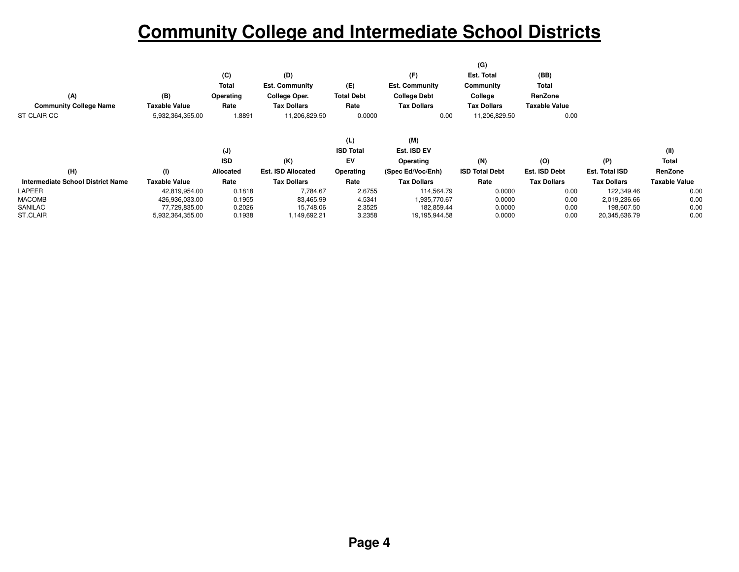# Community College and Intermediate School Districts

| (A) Community College Name | (B) Taxable Value | (C) Total Operating Rate | (D) Est. Community College Oper. Tax Dollars | (E) Total Debt Rate | (F) Est. Community College Debt Tax Dollars | (G) Est. Total Community College Tax Dollars | (BB) Total RenZone Taxable Value |
|---|---|---|---|---|---|---|---|
| ST CLAIR CC | 5,932,364,355.00 | 1.8891 | 11,206,829.50 | 0.0000 | 0.00 | 11,206,829.50 | 0.00 |

| (H) Intermediate School District Name | (I) Taxable Value | (J) ISD Allocated Rate | (K) Est. ISD Allocated Tax Dollars | (L) ISD Total EV Operating Rate | (M) Est. ISD EV Operating (Spec Ed/Voc/Enh) Tax Dollars | (N) ISD Total Debt Rate | (O) Est. ISD Debt Tax Dollars | (P) Est. Total ISD Tax Dollars | (II) Total RenZone Taxable Value |
|---|---|---|---|---|---|---|---|---|---|
| LAPEER | 42,819,954.00 | 0.1818 | 7,784.67 | 2.6755 | 114,564.79 | 0.0000 | 0.00 | 122,349.46 | 0.00 |
| MACOMB | 426,936,033.00 | 0.1955 | 83,465.99 | 4.5341 | 1,935,770.67 | 0.0000 | 0.00 | 2,019,236.66 | 0.00 |
| SANILAC | 77,729,835.00 | 0.2026 | 15,748.06 | 2.3525 | 182,859.44 | 0.0000 | 0.00 | 198,607.50 | 0.00 |
| ST.CLAIR | 5,932,364,355.00 | 0.1938 | 1,149,692.21 | 3.2358 | 19,195,944.58 | 0.0000 | 0.00 | 20,345,636.79 | 0.00 |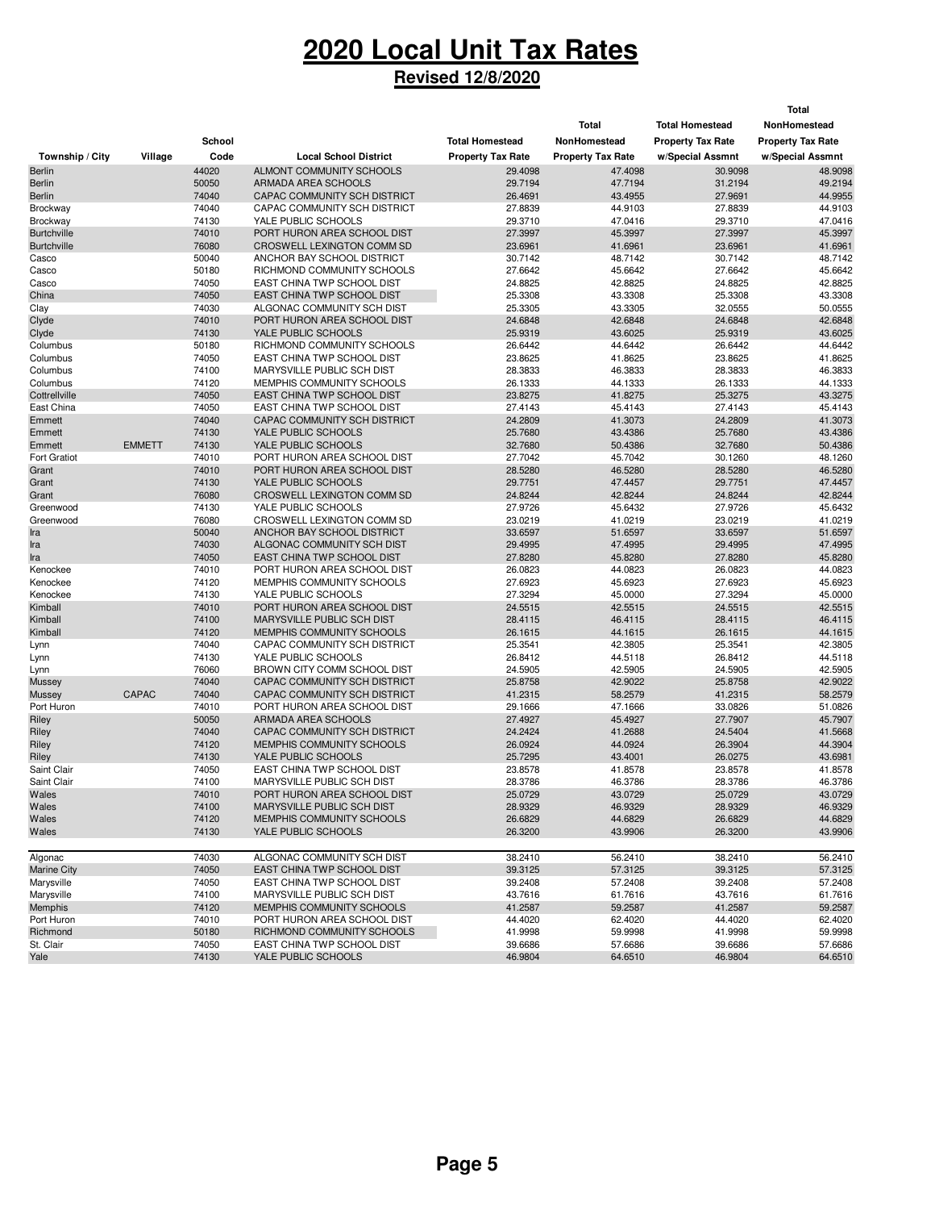# 2020 Local Unit Tax Rates

## Revised 12/8/2020

| Township / City | Village | School Code | Local School District | Total Homestead Property Tax Rate | Total NonHomestead Property Tax Rate | Total Homestead Property Tax Rate w/Special Assmnt | Total NonHomestead Property Tax Rate w/Special Assmnt |
|---|---|---|---|---|---|---|---|
| Berlin | | 44020 | ALMONT COMMUNITY SCHOOLS | 29.4098 | 47.4098 | 30.9098 | 48.9098 |
| Berlin | | 50050 | ARMADA AREA SCHOOLS | 29.7194 | 47.7194 | 31.2194 | 49.2194 |
| Berlin | | 74040 | CAPAC COMMUNITY SCH DISTRICT | 26.4691 | 43.4955 | 27.9691 | 44.9955 |
| Brockway | | 74040 | CAPAC COMMUNITY SCH DISTRICT | 27.8839 | 44.9103 | 27.8839 | 44.9103 |
| Brockway | | 74130 | YALE PUBLIC SCHOOLS | 29.3710 | 47.0416 | 29.3710 | 47.0416 |
| Burtchville | | 74010 | PORT HURON AREA SCHOOL DIST | 27.3997 | 45.3997 | 27.3997 | 45.3997 |
| Burtchville | | 76080 | CROSWELL LEXINGTON COMM SD | 23.6961 | 41.6961 | 23.6961 | 41.6961 |
| Casco | | 50040 | ANCHOR BAY SCHOOL DISTRICT | 30.7142 | 48.7142 | 30.7142 | 48.7142 |
| Casco | | 50180 | RICHMOND COMMUNITY SCHOOLS | 27.6642 | 45.6642 | 27.6642 | 45.6642 |
| Casco | | 74050 | EAST CHINA TWP SCHOOL DIST | 24.8825 | 42.8825 | 24.8825 | 42.8825 |
| China | | 74050 | EAST CHINA TWP SCHOOL DIST | 25.3308 | 43.3308 | 25.3308 | 43.3308 |
| Clay | | 74030 | ALGONAC COMMUNITY SCH DIST | 25.3305 | 43.3305 | 32.0555 | 50.0555 |
| Clyde | | 74010 | PORT HURON AREA SCHOOL DIST | 24.6848 | 42.6848 | 24.6848 | 42.6848 |
| Clyde | | 74130 | YALE PUBLIC SCHOOLS | 25.9319 | 43.6025 | 25.9319 | 43.6025 |
| Columbus | | 50180 | RICHMOND COMMUNITY SCHOOLS | 26.6442 | 44.6442 | 26.6442 | 44.6442 |
| Columbus | | 74050 | EAST CHINA TWP SCHOOL DIST | 23.8625 | 41.8625 | 23.8625 | 41.8625 |
| Columbus | | 74100 | MARYSVILLE PUBLIC SCH DIST | 28.3833 | 46.3833 | 28.3833 | 46.3833 |
| Columbus | | 74120 | MEMPHIS COMMUNITY SCHOOLS | 26.1333 | 44.1333 | 26.1333 | 44.1333 |
| Cottrellville | | 74050 | EAST CHINA TWP SCHOOL DIST | 23.8275 | 41.8275 | 25.3275 | 43.3275 |
| East China | | 74050 | EAST CHINA TWP SCHOOL DIST | 27.4143 | 45.4143 | 27.4143 | 45.4143 |
| Emmett | | 74040 | CAPAC COMMUNITY SCH DISTRICT | 24.2809 | 41.3073 | 24.2809 | 41.3073 |
| Emmett | | 74130 | YALE PUBLIC SCHOOLS | 25.7680 | 43.4386 | 25.7680 | 43.4386 |
| Emmett | EMMETT | 74130 | YALE PUBLIC SCHOOLS | 32.7680 | 50.4386 | 32.7680 | 50.4386 |
| Fort Gratiot | | 74010 | PORT HURON AREA SCHOOL DIST | 27.7042 | 45.7042 | 30.1260 | 48.1260 |
| Grant | | 74010 | PORT HURON AREA SCHOOL DIST | 28.5280 | 46.5280 | 28.5280 | 46.5280 |
| Grant | | 74130 | YALE PUBLIC SCHOOLS | 29.7751 | 47.4457 | 29.7751 | 47.4457 |
| Grant | | 76080 | CROSWELL LEXINGTON COMM SD | 24.8244 | 42.8244 | 24.8244 | 42.8244 |
| Greenwood | | 74130 | YALE PUBLIC SCHOOLS | 27.9726 | 45.6432 | 27.9726 | 45.6432 |
| Greenwood | | 76080 | CROSWELL LEXINGTON COMM SD | 23.0219 | 41.0219 | 23.0219 | 41.0219 |
| Ira | | 50040 | ANCHOR BAY SCHOOL DISTRICT | 33.6597 | 51.6597 | 33.6597 | 51.6597 |
| Ira | | 74030 | ALGONAC COMMUNITY SCH DIST | 29.4995 | 47.4995 | 29.4995 | 47.4995 |
| Ira | | 74050 | EAST CHINA TWP SCHOOL DIST | 27.8280 | 45.8280 | 27.8280 | 45.8280 |
| Kenockee | | 74010 | PORT HURON AREA SCHOOL DIST | 26.0823 | 44.0823 | 26.0823 | 44.0823 |
| Kenockee | | 74120 | MEMPHIS COMMUNITY SCHOOLS | 27.6923 | 45.6923 | 27.6923 | 45.6923 |
| Kenockee | | 74130 | YALE PUBLIC SCHOOLS | 27.3294 | 45.0000 | 27.3294 | 45.0000 |
| Kimball | | 74010 | PORT HURON AREA SCHOOL DIST | 24.5515 | 42.5515 | 24.5515 | 42.5515 |
| Kimball | | 74100 | MARYSVILLE PUBLIC SCH DIST | 28.4115 | 46.4115 | 28.4115 | 46.4115 |
| Kimball | | 74120 | MEMPHIS COMMUNITY SCHOOLS | 26.1615 | 44.1615 | 26.1615 | 44.1615 |
| Lynn | | 74040 | CAPAC COMMUNITY SCH DISTRICT | 25.3541 | 42.3805 | 25.3541 | 42.3805 |
| Lynn | | 74130 | YALE PUBLIC SCHOOLS | 26.8412 | 44.5118 | 26.8412 | 44.5118 |
| Lynn | | 76060 | BROWN CITY COMM SCHOOL DIST | 24.5905 | 42.5905 | 24.5905 | 42.5905 |
| Mussey | | 74040 | CAPAC COMMUNITY SCH DISTRICT | 25.8758 | 42.9022 | 25.8758 | 42.9022 |
| Mussey | CAPAC | 74040 | CAPAC COMMUNITY SCH DISTRICT | 41.2315 | 58.2579 | 41.2315 | 58.2579 |
| Port Huron | | 74010 | PORT HURON AREA SCHOOL DIST | 29.1666 | 47.1666 | 33.0826 | 51.0826 |
| Riley | | 50050 | ARMADA AREA SCHOOLS | 27.4927 | 45.4927 | 27.7907 | 45.7907 |
| Riley | | 74040 | CAPAC COMMUNITY SCH DISTRICT | 24.2424 | 41.2688 | 24.5404 | 41.5668 |
| Riley | | 74120 | MEMPHIS COMMUNITY SCHOOLS | 26.0924 | 44.0924 | 26.3904 | 44.3904 |
| Riley | | 74130 | YALE PUBLIC SCHOOLS | 25.7295 | 43.4001 | 26.0275 | 43.6981 |
| Saint Clair | | 74050 | EAST CHINA TWP SCHOOL DIST | 23.8578 | 41.8578 | 23.8578 | 41.8578 |
| Saint Clair | | 74100 | MARYSVILLE PUBLIC SCH DIST | 28.3786 | 46.3786 | 28.3786 | 46.3786 |
| Wales | | 74010 | PORT HURON AREA SCHOOL DIST | 25.0729 | 43.0729 | 25.0729 | 43.0729 |
| Wales | | 74100 | MARYSVILLE PUBLIC SCH DIST | 28.9329 | 46.9329 | 28.9329 | 46.9329 |
| Wales | | 74120 | MEMPHIS COMMUNITY SCHOOLS | 26.6829 | 44.6829 | 26.6829 | 44.6829 |
| Wales | | 74130 | YALE PUBLIC SCHOOLS | 26.3200 | 43.9906 | 26.3200 | 43.9906 |
| | | | | | | | |
| Algonac | | 74030 | ALGONAC COMMUNITY SCH DIST | 38.2410 | 56.2410 | 38.2410 | 56.2410 |
| Marine City | | 74050 | EAST CHINA TWP SCHOOL DIST | 39.3125 | 57.3125 | 39.3125 | 57.3125 |
| Marysville | | 74050 | EAST CHINA TWP SCHOOL DIST | 39.2408 | 57.2408 | 39.2408 | 57.2408 |
| Marysville | | 74100 | MARYSVILLE PUBLIC SCH DIST | 43.7616 | 61.7616 | 43.7616 | 61.7616 |
| Memphis | | 74120 | MEMPHIS COMMUNITY SCHOOLS | 41.2587 | 59.2587 | 41.2587 | 59.2587 |
| Port Huron | | 74010 | PORT HURON AREA SCHOOL DIST | 44.4020 | 62.4020 | 44.4020 | 62.4020 |
| Richmond | | 50180 | RICHMOND COMMUNITY SCHOOLS | 41.9998 | 59.9998 | 41.9998 | 59.9998 |
| St. Clair | | 74050 | EAST CHINA TWP SCHOOL DIST | 39.6686 | 57.6686 | 39.6686 | 57.6686 |
| Yale | | 74130 | YALE PUBLIC SCHOOLS | 46.9804 | 64.6510 | 46.9804 | 64.6510 |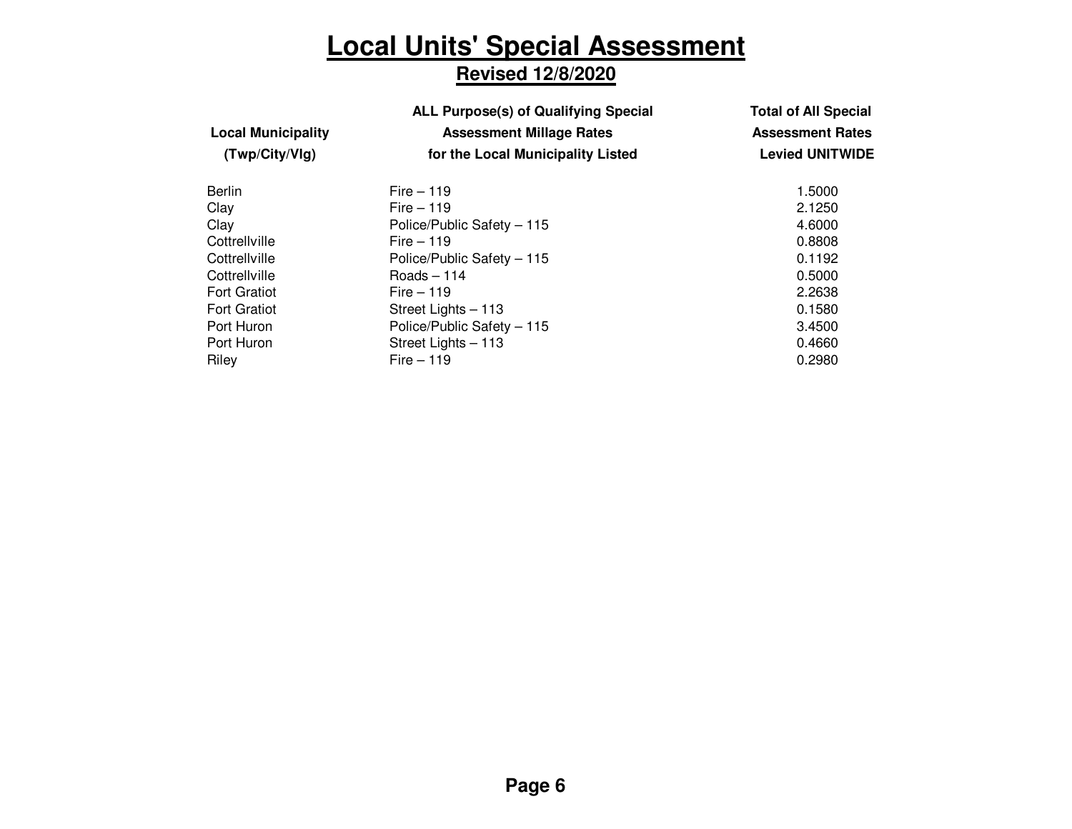# Local Units' Special Assessment

## Revised 12/8/2020

| Local Municipality (Twp/City/Vlg) | ALL Purpose(s) of Qualifying Special Assessment Millage Rates for the Local Municipality Listed | Total of All Special Assessment Rates Levied UNITWIDE |
|---|---|---|
| Berlin | Fire – 119 | 1.5000 |
| Clay | Fire – 119 | 2.1250 |
| Clay | Police/Public Safety – 115 | 4.6000 |
| Cottrellville | Fire – 119 | 0.8808 |
| Cottrellville | Police/Public Safety – 115 | 0.1192 |
| Cottrellville | Roads – 114 | 0.5000 |
| Fort Gratiot | Fire – 119 | 2.2638 |
| Fort Gratiot | Street Lights – 113 | 0.1580 |
| Port Huron | Police/Public Safety – 115 | 3.4500 |
| Port Huron | Street Lights – 113 | 0.4660 |
| Riley | Fire – 119 | 0.2980 |